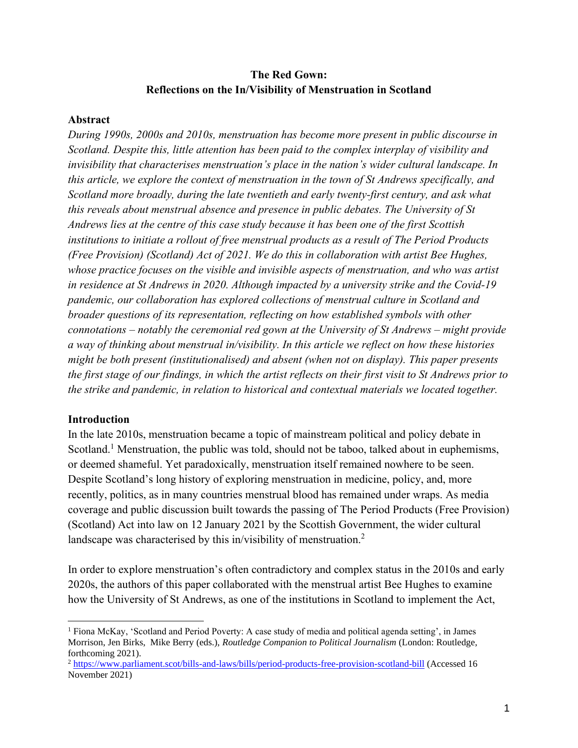# The Red Gown:
# Reflections on the In/Visibility of Menstruation in Scotland

## Abstract

*During 1990s, 2000s and 2010s, menstruation has become more present in public discourse in Scotland. Despite this, little attention has been paid to the complex interplay of visibility and invisibility that characterises menstruation's place in the nation's wider cultural landscape. In this article, we explore the context of menstruation in the town of St Andrews specifically, and Scotland more broadly, during the late twentieth and early twenty-first century, and ask what this reveals about menstrual absence and presence in public debates. The University of St Andrews lies at the centre of this case study because it has been one of the first Scottish institutions to initiate a rollout of free menstrual products as a result of The Period Products (Free Provision) (Scotland) Act of 2021. We do this in collaboration with artist Bee Hughes, whose practice focuses on the visible and invisible aspects of menstruation, and who was artist in residence at St Andrews in 2020. Although impacted by a university strike and the Covid-19 pandemic, our collaboration has explored collections of menstrual culture in Scotland and broader questions of its representation, reflecting on how established symbols with other connotations – notably the ceremonial red gown at the University of St Andrews – might provide a way of thinking about menstrual in/visibility. In this article we reflect on how these histories might be both present (institutionalised) and absent (when not on display). This paper presents the first stage of our findings, in which the artist reflects on their first visit to St Andrews prior to the strike and pandemic, in relation to historical and contextual materials we located together.*

## Introduction

In the late 2010s, menstruation became a topic of mainstream political and policy debate in Scotland.[1] Menstruation, the public was told, should not be taboo, talked about in euphemisms, or deemed shameful. Yet paradoxically, menstruation itself remained nowhere to be seen. Despite Scotland's long history of exploring menstruation in medicine, policy, and, more recently, politics, as in many countries menstrual blood has remained under wraps. As media coverage and public discussion built towards the passing of The Period Products (Free Provision) (Scotland) Act into law on 12 January 2021 by the Scottish Government, the wider cultural landscape was characterised by this in/visibility of menstruation.[2]

In order to explore menstruation's often contradictory and complex status in the 2010s and early 2020s, the authors of this paper collaborated with the menstrual artist Bee Hughes to examine how the University of St Andrews, as one of the institutions in Scotland to implement the Act,

---

[1] Fiona McKay, 'Scotland and Period Poverty: A case study of media and political agenda setting', in James Morrison, Jen Birks, Mike Berry (eds.), *Routledge Companion to Political Journalism* (London: Routledge, forthcoming 2021).

[2] https://www.parliament.scot/bills-and-laws/bills/period-products-free-provision-scotland-bill (Accessed 16 November 2021)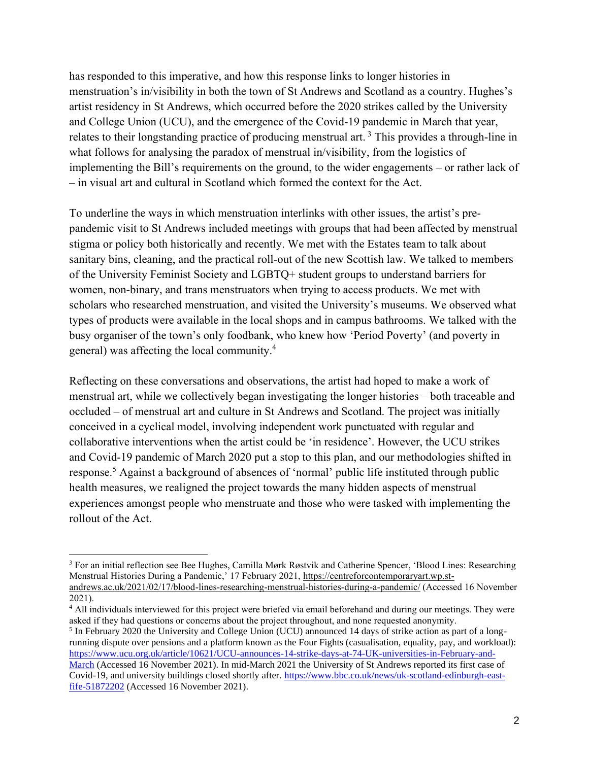has responded to this imperative, and how this response links to longer histories in menstruation's in/visibility in both the town of St Andrews and Scotland as a country. Hughes's artist residency in St Andrews, which occurred before the 2020 strikes called by the University and College Union (UCU), and the emergence of the Covid-19 pandemic in March that year, relates to their longstanding practice of producing menstrual art. [3] This provides a through-line in what follows for analysing the paradox of menstrual in/visibility, from the logistics of implementing the Bill's requirements on the ground, to the wider engagements – or rather lack of – in visual art and cultural in Scotland which formed the context for the Act.

To underline the ways in which menstruation interlinks with other issues, the artist's pre-pandemic visit to St Andrews included meetings with groups that had been affected by menstrual stigma or policy both historically and recently. We met with the Estates team to talk about sanitary bins, cleaning, and the practical roll-out of the new Scottish law. We talked to members of the University Feminist Society and LGBTQ+ student groups to understand barriers for women, non-binary, and trans menstruators when trying to access products. We met with scholars who researched menstruation, and visited the University's museums. We observed what types of products were available in the local shops and in campus bathrooms. We talked with the busy organiser of the town's only foodbank, who knew how 'Period Poverty' (and poverty in general) was affecting the local community.[4]

Reflecting on these conversations and observations, the artist had hoped to make a work of menstrual art, while we collectively began investigating the longer histories – both traceable and occluded – of menstrual art and culture in St Andrews and Scotland. The project was initially conceived in a cyclical model, involving independent work punctuated with regular and collaborative interventions when the artist could be 'in residence'. However, the UCU strikes and Covid-19 pandemic of March 2020 put a stop to this plan, and our methodologies shifted in response.[5] Against a background of absences of 'normal' public life instituted through public health measures, we realigned the project towards the many hidden aspects of menstrual experiences amongst people who menstruate and those who were tasked with implementing the rollout of the Act.

---

[3] For an initial reflection see Bee Hughes, Camilla Mørk Røstvik and Catherine Spencer, 'Blood Lines: Researching Menstrual Histories During a Pandemic,' 17 February 2021, https://centreforcontemporaryart.wp.st-andrews.ac.uk/2021/02/17/blood-lines-researching-menstrual-histories-during-a-pandemic/ (Accessed 16 November 2021).

[4] All individuals interviewed for this project were briefed via email beforehand and during our meetings. They were asked if they had questions or concerns about the project throughout, and none requested anonymity.

[5] In February 2020 the University and College Union (UCU) announced 14 days of strike action as part of a long-running dispute over pensions and a platform known as the Four Fights (casualisation, equality, pay, and workload): https://www.ucu.org.uk/article/10621/UCU-announces-14-strike-days-at-74-UK-universities-in-February-and-March (Accessed 16 November 2021). In mid-March 2021 the University of St Andrews reported its first case of Covid-19, and university buildings closed shortly after. https://www.bbc.co.uk/news/uk-scotland-edinburgh-east-fife-51872202 (Accessed 16 November 2021).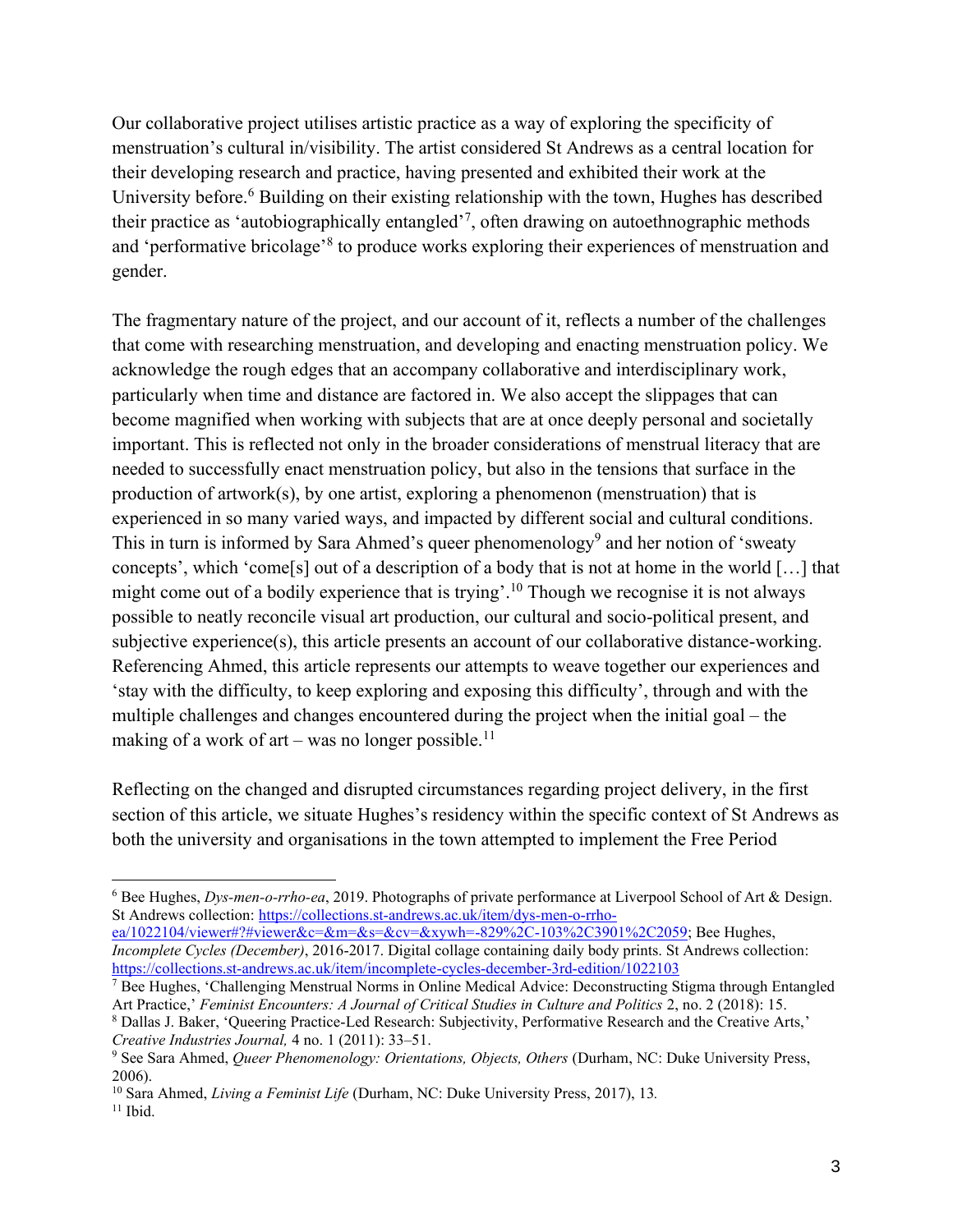Our collaborative project utilises artistic practice as a way of exploring the specificity of menstruation's cultural in/visibility. The artist considered St Andrews as a central location for their developing research and practice, having presented and exhibited their work at the University before.[6] Building on their existing relationship with the town, Hughes has described their practice as 'autobiographically entangled'[7], often drawing on autoethnographic methods and 'performative bricolage'[8] to produce works exploring their experiences of menstruation and gender.

The fragmentary nature of the project, and our account of it, reflects a number of the challenges that come with researching menstruation, and developing and enacting menstruation policy. We acknowledge the rough edges that an accompany collaborative and interdisciplinary work, particularly when time and distance are factored in. We also accept the slippages that can become magnified when working with subjects that are at once deeply personal and societally important. This is reflected not only in the broader considerations of menstrual literacy that are needed to successfully enact menstruation policy, but also in the tensions that surface in the production of artwork(s), by one artist, exploring a phenomenon (menstruation) that is experienced in so many varied ways, and impacted by different social and cultural conditions. This in turn is informed by Sara Ahmed's queer phenomenology[9] and her notion of 'sweaty concepts', which 'come[s] out of a description of a body that is not at home in the world […] that might come out of a bodily experience that is trying'.[10] Though we recognise it is not always possible to neatly reconcile visual art production, our cultural and socio-political present, and subjective experience(s), this article presents an account of our collaborative distance-working. Referencing Ahmed, this article represents our attempts to weave together our experiences and 'stay with the difficulty, to keep exploring and exposing this difficulty', through and with the multiple challenges and changes encountered during the project when the initial goal – the making of a work of art – was no longer possible.[11]

Reflecting on the changed and disrupted circumstances regarding project delivery, in the first section of this article, we situate Hughes's residency within the specific context of St Andrews as both the university and organisations in the town attempted to implement the Free Period

---

[6] Bee Hughes, *Dys-men-o-rrho-ea*, 2019. Photographs of private performance at Liverpool School of Art & Design. St Andrews collection: https://collections.st-andrews.ac.uk/item/dys-men-o-rrho-ea/1022104/viewer#?#viewer&c=&m=&s=&cv=&xywh=-829%2C-103%2C3901%2C2059; Bee Hughes, *Incomplete Cycles (December)*, 2016-2017. Digital collage containing daily body prints. St Andrews collection: https://collections.st-andrews.ac.uk/item/incomplete-cycles-december-3rd-edition/1022103

[7] Bee Hughes, 'Challenging Menstrual Norms in Online Medical Advice: Deconstructing Stigma through Entangled Art Practice,' *Feminist Encounters: A Journal of Critical Studies in Culture and Politics* 2, no. 2 (2018): 15.

[8] Dallas J. Baker, 'Queering Practice-Led Research: Subjectivity, Performative Research and the Creative Arts,' *Creative Industries Journal,* 4 no. 1 (2011): 33–51.

[9] See Sara Ahmed, *Queer Phenomenology: Orientations, Objects, Others* (Durham, NC: Duke University Press, 2006).

[10] Sara Ahmed, *Living a Feminist Life* (Durham, NC: Duke University Press, 2017), 13.

[11] Ibid.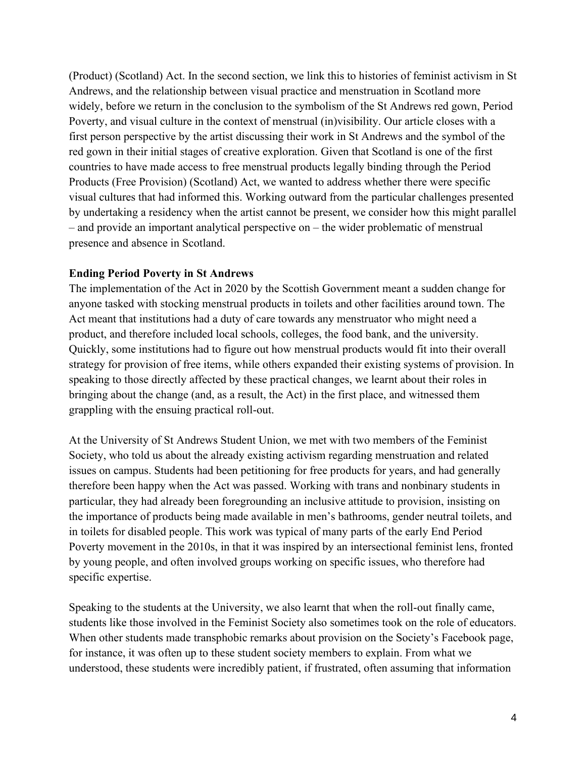(Product) (Scotland) Act. In the second section, we link this to histories of feminist activism in St Andrews, and the relationship between visual practice and menstruation in Scotland more widely, before we return in the conclusion to the symbolism of the St Andrews red gown, Period Poverty, and visual culture in the context of menstrual (in)visibility. Our article closes with a first person perspective by the artist discussing their work in St Andrews and the symbol of the red gown in their initial stages of creative exploration. Given that Scotland is one of the first countries to have made access to free menstrual products legally binding through the Period Products (Free Provision) (Scotland) Act, we wanted to address whether there were specific visual cultures that had informed this. Working outward from the particular challenges presented by undertaking a residency when the artist cannot be present, we consider how this might parallel – and provide an important analytical perspective on – the wider problematic of menstrual presence and absence in Scotland.

**Ending Period Poverty in St Andrews**

The implementation of the Act in 2020 by the Scottish Government meant a sudden change for anyone tasked with stocking menstrual products in toilets and other facilities around town. The Act meant that institutions had a duty of care towards any menstruator who might need a product, and therefore included local schools, colleges, the food bank, and the university. Quickly, some institutions had to figure out how menstrual products would fit into their overall strategy for provision of free items, while others expanded their existing systems of provision. In speaking to those directly affected by these practical changes, we learnt about their roles in bringing about the change (and, as a result, the Act) in the first place, and witnessed them grappling with the ensuing practical roll-out.

At the University of St Andrews Student Union, we met with two members of the Feminist Society, who told us about the already existing activism regarding menstruation and related issues on campus. Students had been petitioning for free products for years, and had generally therefore been happy when the Act was passed. Working with trans and nonbinary students in particular, they had already been foregrounding an inclusive attitude to provision, insisting on the importance of products being made available in men's bathrooms, gender neutral toilets, and in toilets for disabled people. This work was typical of many parts of the early End Period Poverty movement in the 2010s, in that it was inspired by an intersectional feminist lens, fronted by young people, and often involved groups working on specific issues, who therefore had specific expertise.

Speaking to the students at the University, we also learnt that when the roll-out finally came, students like those involved in the Feminist Society also sometimes took on the role of educators. When other students made transphobic remarks about provision on the Society's Facebook page, for instance, it was often up to these student society members to explain. From what we understood, these students were incredibly patient, if frustrated, often assuming that information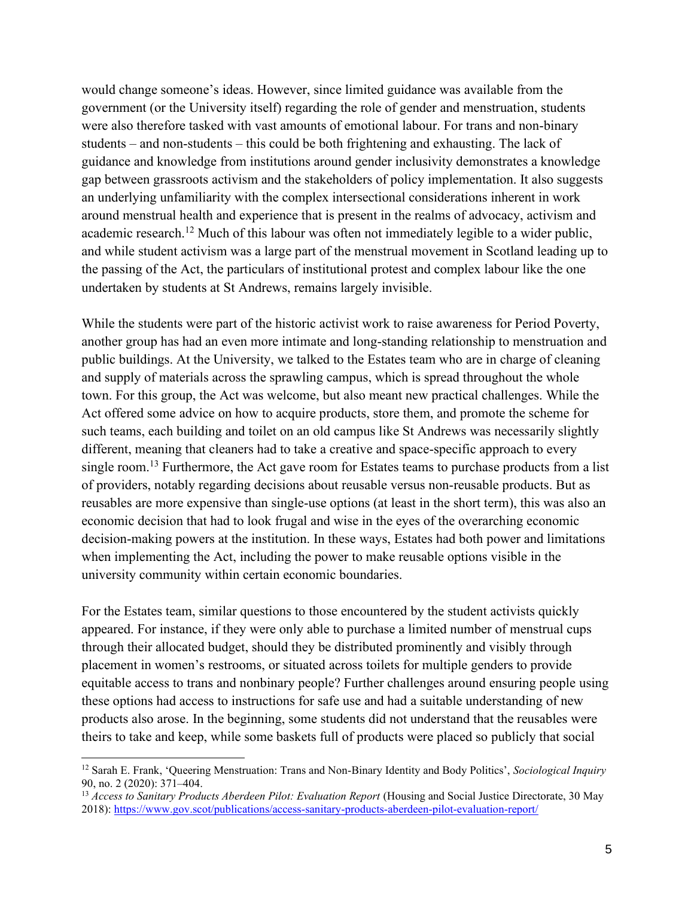would change someone's ideas. However, since limited guidance was available from the government (or the University itself) regarding the role of gender and menstruation, students were also therefore tasked with vast amounts of emotional labour. For trans and non-binary students – and non-students – this could be both frightening and exhausting. The lack of guidance and knowledge from institutions around gender inclusivity demonstrates a knowledge gap between grassroots activism and the stakeholders of policy implementation. It also suggests an underlying unfamiliarity with the complex intersectional considerations inherent in work around menstrual health and experience that is present in the realms of advocacy, activism and academic research.[12] Much of this labour was often not immediately legible to a wider public, and while student activism was a large part of the menstrual movement in Scotland leading up to the passing of the Act, the particulars of institutional protest and complex labour like the one undertaken by students at St Andrews, remains largely invisible.

While the students were part of the historic activist work to raise awareness for Period Poverty, another group has had an even more intimate and long-standing relationship to menstruation and public buildings. At the University, we talked to the Estates team who are in charge of cleaning and supply of materials across the sprawling campus, which is spread throughout the whole town. For this group, the Act was welcome, but also meant new practical challenges. While the Act offered some advice on how to acquire products, store them, and promote the scheme for such teams, each building and toilet on an old campus like St Andrews was necessarily slightly different, meaning that cleaners had to take a creative and space-specific approach to every single room.[13] Furthermore, the Act gave room for Estates teams to purchase products from a list of providers, notably regarding decisions about reusable versus non-reusable products. But as reusables are more expensive than single-use options (at least in the short term), this was also an economic decision that had to look frugal and wise in the eyes of the overarching economic decision-making powers at the institution. In these ways, Estates had both power and limitations when implementing the Act, including the power to make reusable options visible in the university community within certain economic boundaries.

For the Estates team, similar questions to those encountered by the student activists quickly appeared. For instance, if they were only able to purchase a limited number of menstrual cups through their allocated budget, should they be distributed prominently and visibly through placement in women's restrooms, or situated across toilets for multiple genders to provide equitable access to trans and nonbinary people? Further challenges around ensuring people using these options had access to instructions for safe use and had a suitable understanding of new products also arose. In the beginning, some students did not understand that the reusables were theirs to take and keep, while some baskets full of products were placed so publicly that social

---

[12] Sarah E. Frank, 'Queering Menstruation: Trans and Non-Binary Identity and Body Politics', *Sociological Inquiry* 90, no. 2 (2020): 371–404.

[13] *Access to Sanitary Products Aberdeen Pilot: Evaluation Report* (Housing and Social Justice Directorate, 30 May 2018): https://www.gov.scot/publications/access-sanitary-products-aberdeen-pilot-evaluation-report/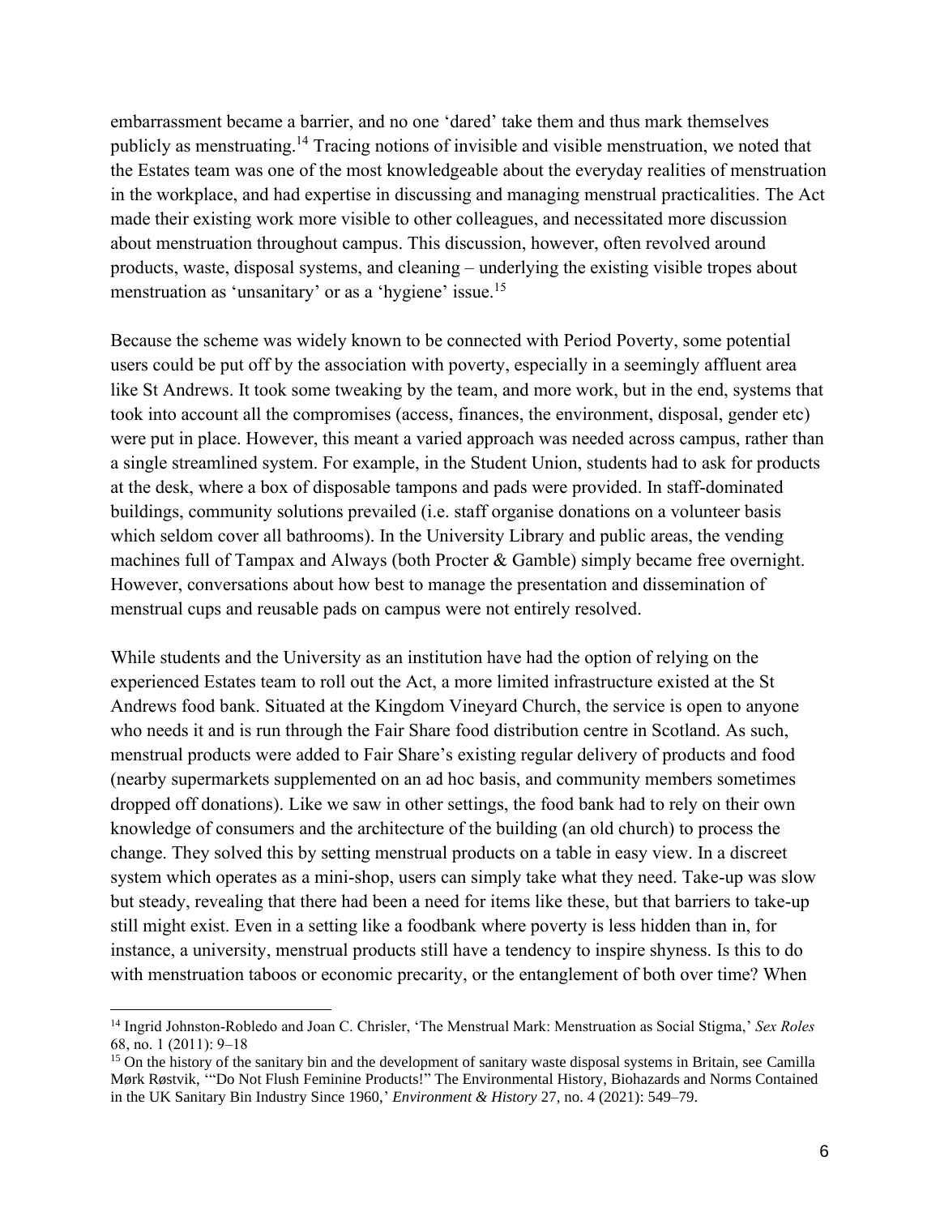embarrassment became a barrier, and no one 'dared' take them and thus mark themselves publicly as menstruating.[14] Tracing notions of invisible and visible menstruation, we noted that the Estates team was one of the most knowledgeable about the everyday realities of menstruation in the workplace, and had expertise in discussing and managing menstrual practicalities. The Act made their existing work more visible to other colleagues, and necessitated more discussion about menstruation throughout campus. This discussion, however, often revolved around products, waste, disposal systems, and cleaning – underlying the existing visible tropes about menstruation as 'unsanitary' or as a 'hygiene' issue.[15]

Because the scheme was widely known to be connected with Period Poverty, some potential users could be put off by the association with poverty, especially in a seemingly affluent area like St Andrews. It took some tweaking by the team, and more work, but in the end, systems that took into account all the compromises (access, finances, the environment, disposal, gender etc) were put in place. However, this meant a varied approach was needed across campus, rather than a single streamlined system. For example, in the Student Union, students had to ask for products at the desk, where a box of disposable tampons and pads were provided. In staff-dominated buildings, community solutions prevailed (i.e. staff organise donations on a volunteer basis which seldom cover all bathrooms). In the University Library and public areas, the vending machines full of Tampax and Always (both Procter & Gamble) simply became free overnight. However, conversations about how best to manage the presentation and dissemination of menstrual cups and reusable pads on campus were not entirely resolved.

While students and the University as an institution have had the option of relying on the experienced Estates team to roll out the Act, a more limited infrastructure existed at the St Andrews food bank. Situated at the Kingdom Vineyard Church, the service is open to anyone who needs it and is run through the Fair Share food distribution centre in Scotland. As such, menstrual products were added to Fair Share's existing regular delivery of products and food (nearby supermarkets supplemented on an ad hoc basis, and community members sometimes dropped off donations). Like we saw in other settings, the food bank had to rely on their own knowledge of consumers and the architecture of the building (an old church) to process the change. They solved this by setting menstrual products on a table in easy view. In a discreet system which operates as a mini-shop, users can simply take what they need. Take-up was slow but steady, revealing that there had been a need for items like these, but that barriers to take-up still might exist. Even in a setting like a foodbank where poverty is less hidden than in, for instance, a university, menstrual products still have a tendency to inspire shyness. Is this to do with menstruation taboos or economic precarity, or the entanglement of both over time? When

---

[14] Ingrid Johnston-Robledo and Joan C. Chrisler, 'The Menstrual Mark: Menstruation as Social Stigma,' *Sex Roles* 68, no. 1 (2011): 9–18

[15] On the history of the sanitary bin and the development of sanitary waste disposal systems in Britain, see Camilla Mørk Røstvik, '"Do Not Flush Feminine Products!" The Environmental History, Biohazards and Norms Contained in the UK Sanitary Bin Industry Since 1960,' *Environment & History* 27, no. 4 (2021): 549–79.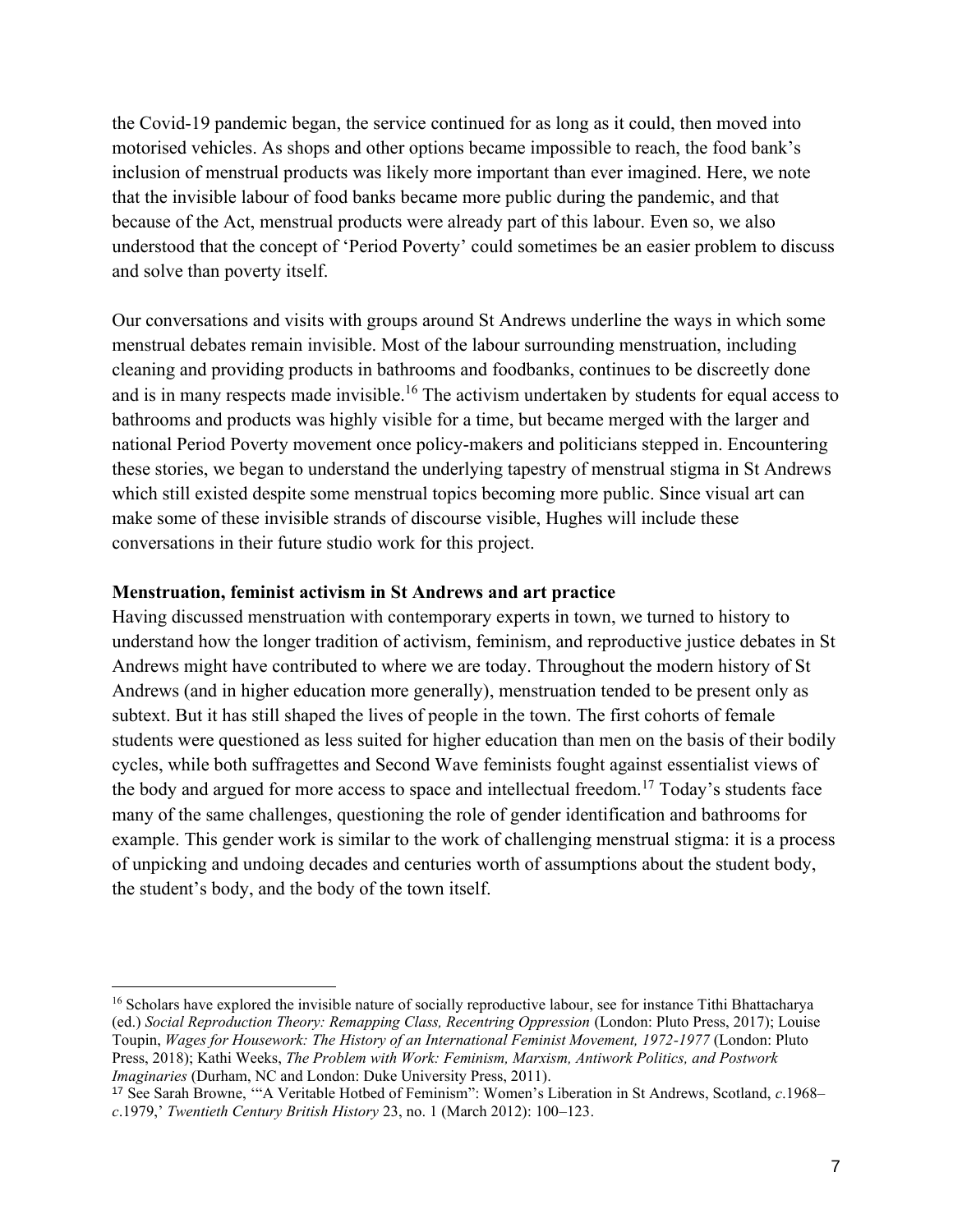the Covid-19 pandemic began, the service continued for as long as it could, then moved into motorised vehicles. As shops and other options became impossible to reach, the food bank's inclusion of menstrual products was likely more important than ever imagined. Here, we note that the invisible labour of food banks became more public during the pandemic, and that because of the Act, menstrual products were already part of this labour. Even so, we also understood that the concept of 'Period Poverty' could sometimes be an easier problem to discuss and solve than poverty itself.

Our conversations and visits with groups around St Andrews underline the ways in which some menstrual debates remain invisible. Most of the labour surrounding menstruation, including cleaning and providing products in bathrooms and foodbanks, continues to be discreetly done and is in many respects made invisible.[16] The activism undertaken by students for equal access to bathrooms and products was highly visible for a time, but became merged with the larger and national Period Poverty movement once policy-makers and politicians stepped in. Encountering these stories, we began to understand the underlying tapestry of menstrual stigma in St Andrews which still existed despite some menstrual topics becoming more public. Since visual art can make some of these invisible strands of discourse visible, Hughes will include these conversations in their future studio work for this project.

**Menstruation, feminist activism in St Andrews and art practice**

Having discussed menstruation with contemporary experts in town, we turned to history to understand how the longer tradition of activism, feminism, and reproductive justice debates in St Andrews might have contributed to where we are today. Throughout the modern history of St Andrews (and in higher education more generally), menstruation tended to be present only as subtext. But it has still shaped the lives of people in the town. The first cohorts of female students were questioned as less suited for higher education than men on the basis of their bodily cycles, while both suffragettes and Second Wave feminists fought against essentialist views of the body and argued for more access to space and intellectual freedom.[17] Today's students face many of the same challenges, questioning the role of gender identification and bathrooms for example. This gender work is similar to the work of challenging menstrual stigma: it is a process of unpicking and undoing decades and centuries worth of assumptions about the student body, the student's body, and the body of the town itself.

---

[16] Scholars have explored the invisible nature of socially reproductive labour, see for instance Tithi Bhattacharya (ed.) *Social Reproduction Theory: Remapping Class, Recentring Oppression* (London: Pluto Press, 2017); Louise Toupin, *Wages for Housework: The History of an International Feminist Movement, 1972-1977* (London: Pluto Press, 2018); Kathi Weeks, *The Problem with Work: Feminism, Marxism, Antiwork Politics, and Postwork Imaginaries* (Durham, NC and London: Duke University Press, 2011).

[17] See Sarah Browne, '"A Veritable Hotbed of Feminism": Women's Liberation in St Andrews, Scotland, *c*.1968–*c*.1979,' *Twentieth Century British History* 23, no. 1 (March 2012): 100–123.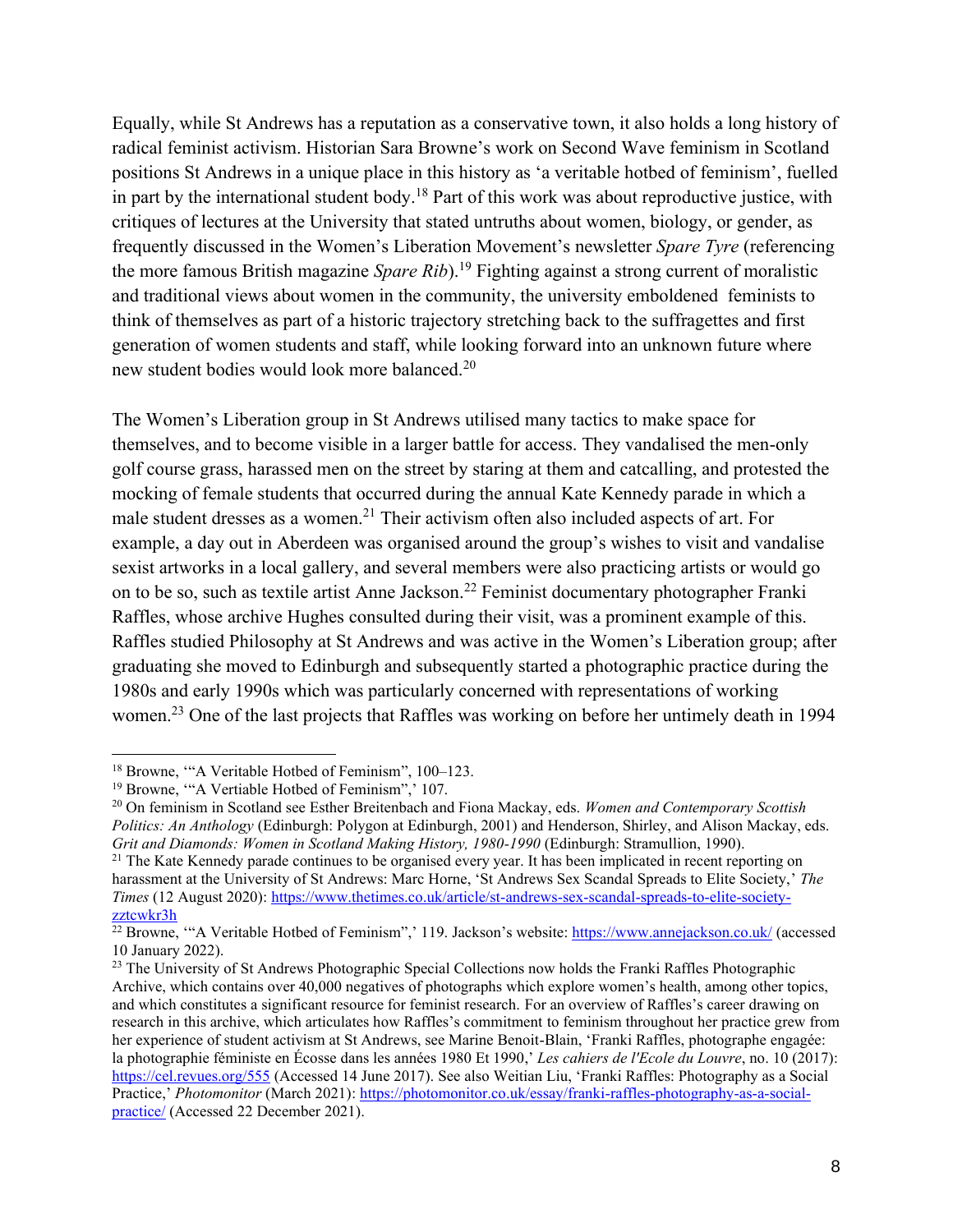Equally, while St Andrews has a reputation as a conservative town, it also holds a long history of radical feminist activism. Historian Sara Browne's work on Second Wave feminism in Scotland positions St Andrews in a unique place in this history as 'a veritable hotbed of feminism', fuelled in part by the international student body.[18] Part of this work was about reproductive justice, with critiques of lectures at the University that stated untruths about women, biology, or gender, as frequently discussed in the Women's Liberation Movement's newsletter *Spare Tyre* (referencing the more famous British magazine *Spare Rib*).[19] Fighting against a strong current of moralistic and traditional views about women in the community, the university emboldened feminists to think of themselves as part of a historic trajectory stretching back to the suffragettes and first generation of women students and staff, while looking forward into an unknown future where new student bodies would look more balanced.[20]

The Women's Liberation group in St Andrews utilised many tactics to make space for themselves, and to become visible in a larger battle for access. They vandalised the men-only golf course grass, harassed men on the street by staring at them and catcalling, and protested the mocking of female students that occurred during the annual Kate Kennedy parade in which a male student dresses as a women.[21] Their activism often also included aspects of art. For example, a day out in Aberdeen was organised around the group's wishes to visit and vandalise sexist artworks in a local gallery, and several members were also practicing artists or would go on to be so, such as textile artist Anne Jackson.[22] Feminist documentary photographer Franki Raffles, whose archive Hughes consulted during their visit, was a prominent example of this. Raffles studied Philosophy at St Andrews and was active in the Women's Liberation group; after graduating she moved to Edinburgh and subsequently started a photographic practice during the 1980s and early 1990s which was particularly concerned with representations of working women.[23] One of the last projects that Raffles was working on before her untimely death in 1994

---

[18] Browne, '"A Veritable Hotbed of Feminism", 100–123.

[19] Browne, '"A Veritable Hotbed of Feminism",' 107.

[20] On feminism in Scotland see Esther Breitenbach and Fiona Mackay, eds. *Women and Contemporary Scottish Politics: An Anthology* (Edinburgh: Polygon at Edinburgh, 2001) and Henderson, Shirley, and Alison Mackay, eds. *Grit and Diamonds: Women in Scotland Making History, 1980-1990* (Edinburgh: Stramullion, 1990).

[21] The Kate Kennedy parade continues to be organised every year. It has been implicated in recent reporting on harassment at the University of St Andrews: Marc Horne, 'St Andrews Sex Scandal Spreads to Elite Society,' *The Times* (12 August 2020): https://www.thetimes.co.uk/article/st-andrews-sex-scandal-spreads-to-elite-society-zztcwkr3h

[22] Browne, '"A Veritable Hotbed of Feminism",' 119. Jackson's website: https://www.annejackson.co.uk/ (accessed 10 January 2022).

[23] The University of St Andrews Photographic Special Collections now holds the Franki Raffles Photographic Archive, which contains over 40,000 negatives of photographs which explore women's health, among other topics, and which constitutes a significant resource for feminist research. For an overview of Raffles's career drawing on research in this archive, which articulates how Raffles's commitment to feminism throughout her practice grew from her experience of student activism at St Andrews, see Marine Benoit-Blain, 'Franki Raffles, photographe engagée: la photographie féministe en Écosse dans les années 1980 Et 1990,' *Les cahiers de l'Ecole du Louvre*, no. 10 (2017): https://cel.revues.org/555 (Accessed 14 June 2017). See also Weitian Liu, 'Franki Raffles: Photography as a Social Practice,' *Photomonitor* (March 2021): https://photomonitor.co.uk/essay/franki-raffles-photography-as-a-social-practice/ (Accessed 22 December 2021).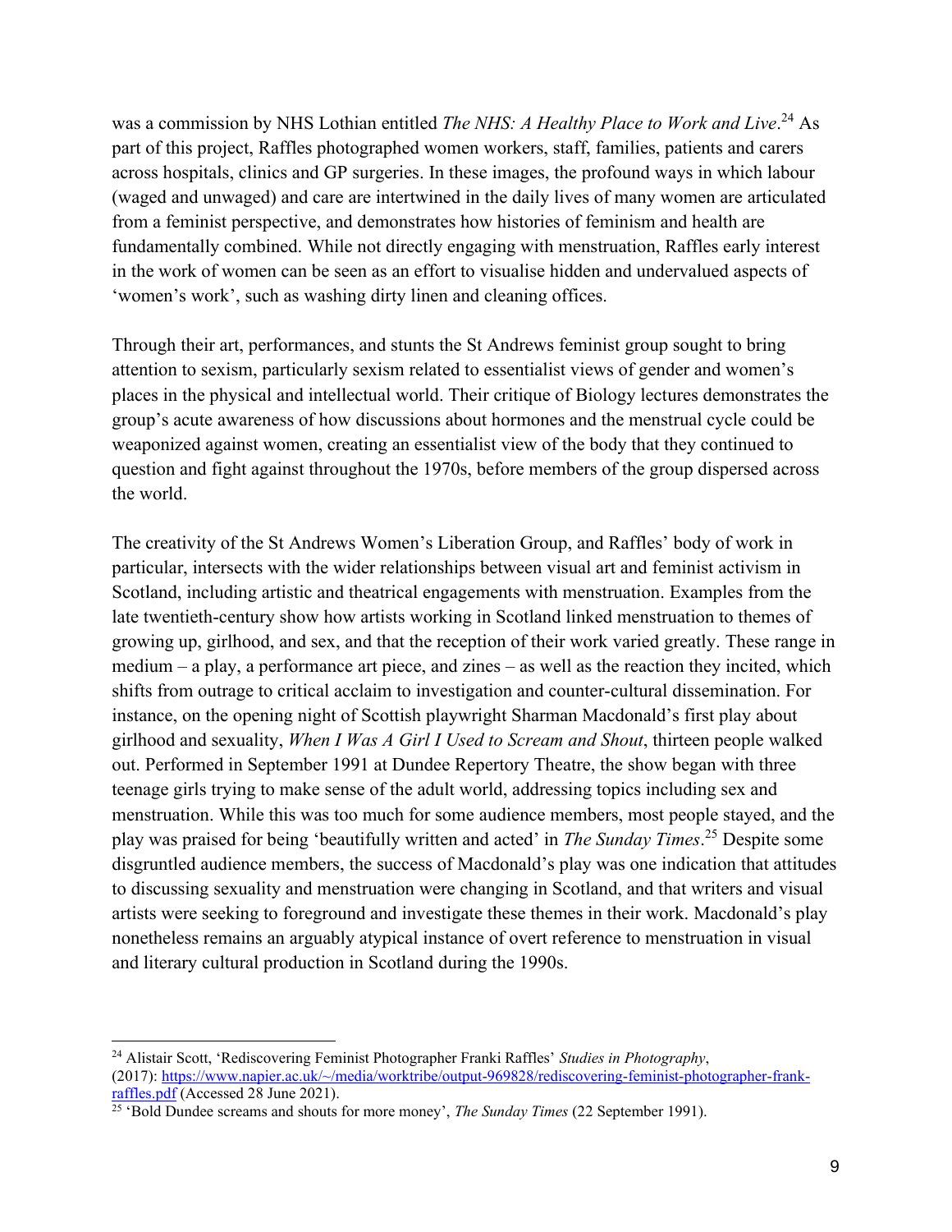was a commission by NHS Lothian entitled *The NHS: A Healthy Place to Work and Live*.[24] As part of this project, Raffles photographed women workers, staff, families, patients and carers across hospitals, clinics and GP surgeries. In these images, the profound ways in which labour (waged and unwaged) and care are intertwined in the daily lives of many women are articulated from a feminist perspective, and demonstrates how histories of feminism and health are fundamentally combined. While not directly engaging with menstruation, Raffles early interest in the work of women can be seen as an effort to visualise hidden and undervalued aspects of 'women's work', such as washing dirty linen and cleaning offices.

Through their art, performances, and stunts the St Andrews feminist group sought to bring attention to sexism, particularly sexism related to essentialist views of gender and women's places in the physical and intellectual world. Their critique of Biology lectures demonstrates the group's acute awareness of how discussions about hormones and the menstrual cycle could be weaponized against women, creating an essentialist view of the body that they continued to question and fight against throughout the 1970s, before members of the group dispersed across the world.

The creativity of the St Andrews Women's Liberation Group, and Raffles' body of work in particular, intersects with the wider relationships between visual art and feminist activism in Scotland, including artistic and theatrical engagements with menstruation. Examples from the late twentieth-century show how artists working in Scotland linked menstruation to themes of growing up, girlhood, and sex, and that the reception of their work varied greatly. These range in medium – a play, a performance art piece, and zines – as well as the reaction they incited, which shifts from outrage to critical acclaim to investigation and counter-cultural dissemination. For instance, on the opening night of Scottish playwright Sharman Macdonald's first play about girlhood and sexuality, *When I Was A Girl I Used to Scream and Shout*, thirteen people walked out. Performed in September 1991 at Dundee Repertory Theatre, the show began with three teenage girls trying to make sense of the adult world, addressing topics including sex and menstruation. While this was too much for some audience members, most people stayed, and the play was praised for being 'beautifully written and acted' in *The Sunday Times*.[25] Despite some disgruntled audience members, the success of Macdonald's play was one indication that attitudes to discussing sexuality and menstruation were changing in Scotland, and that writers and visual artists were seeking to foreground and investigate these themes in their work. Macdonald's play nonetheless remains an arguably atypical instance of overt reference to menstruation in visual and literary cultural production in Scotland during the 1990s.

---

[24] Alistair Scott, 'Rediscovering Feminist Photographer Franki Raffles' *Studies in Photography*, (2017): https://www.napier.ac.uk/~/media/worktribe/output-969828/rediscovering-feminist-photographer-frank-raffles.pdf (Accessed 28 June 2021).

[25] 'Bold Dundee screams and shouts for more money', *The Sunday Times* (22 September 1991).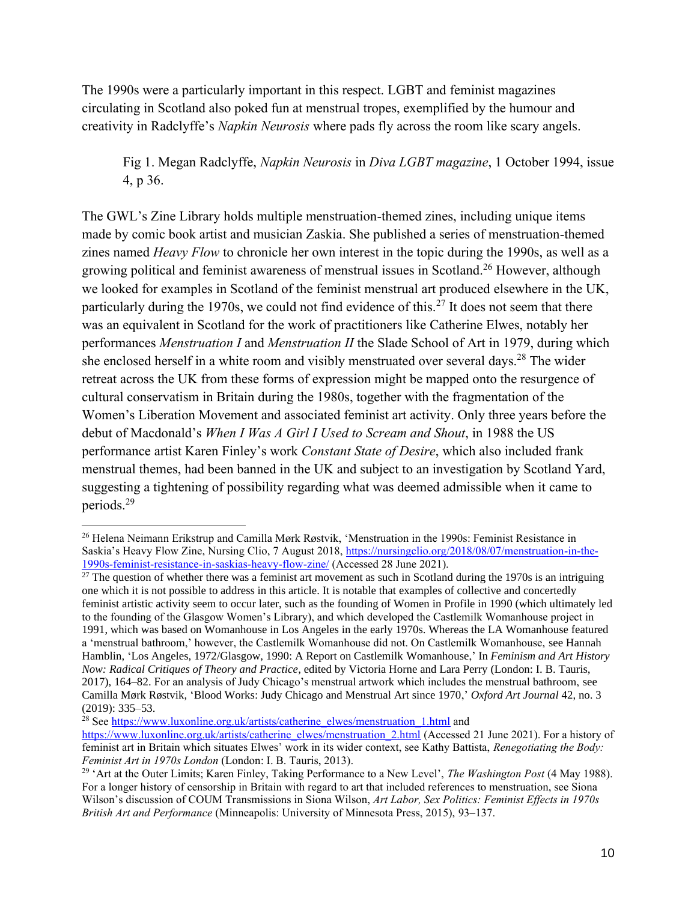The 1990s were a particularly important in this respect. LGBT and feminist magazines circulating in Scotland also poked fun at menstrual tropes, exemplified by the humour and creativity in Radclyffe's *Napkin Neurosis* where pads fly across the room like scary angels.

> Fig 1. Megan Radclyffe, *Napkin Neurosis* in *Diva LGBT magazine*, 1 October 1994, issue 4, p 36.

The GWL's Zine Library holds multiple menstruation-themed zines, including unique items made by comic book artist and musician Zaskia. She published a series of menstruation-themed zines named *Heavy Flow* to chronicle her own interest in the topic during the 1990s, as well as a growing political and feminist awareness of menstrual issues in Scotland.[26] However, although we looked for examples in Scotland of the feminist menstrual art produced elsewhere in the UK, particularly during the 1970s, we could not find evidence of this.[27] It does not seem that there was an equivalent in Scotland for the work of practitioners like Catherine Elwes, notably her performances *Menstruation I* and *Menstruation II* the Slade School of Art in 1979, during which she enclosed herself in a white room and visibly menstruated over several days.[28] The wider retreat across the UK from these forms of expression might be mapped onto the resurgence of cultural conservatism in Britain during the 1980s, together with the fragmentation of the Women's Liberation Movement and associated feminist art activity. Only three years before the debut of Macdonald's *When I Was A Girl I Used to Scream and Shout*, in 1988 the US performance artist Karen Finley's work *Constant State of Desire*, which also included frank menstrual themes, had been banned in the UK and subject to an investigation by Scotland Yard, suggesting a tightening of possibility regarding what was deemed admissible when it came to periods.[29]

---

[26] Helena Neimann Erikstrup and Camilla Mørk Røstvik, 'Menstruation in the 1990s: Feminist Resistance in Saskia's Heavy Flow Zine, Nursing Clio, 7 August 2018, https://nursingclio.org/2018/08/07/menstruation-in-the-1990s-feminist-resistance-in-saskias-heavy-flow-zine/ (Accessed 28 June 2021).

[27] The question of whether there was a feminist art movement as such in Scotland during the 1970s is an intriguing one which it is not possible to address in this article. It is notable that examples of collective and concertedly feminist artistic activity seem to occur later, such as the founding of Women in Profile in 1990 (which ultimately led to the founding of the Glasgow Women's Library), and which developed the Castlemilk Womanhouse project in 1991, which was based on Womanhouse in Los Angeles in the early 1970s. Whereas the LA Womanhouse featured a 'menstrual bathroom,' however, the Castlemilk Womanhouse did not. On Castlemilk Womanhouse, see Hannah Hamblin, 'Los Angeles, 1972/Glasgow, 1990: A Report on Castlemilk Womanhouse,' In *Feminism and Art History Now: Radical Critiques of Theory and Practice*, edited by Victoria Horne and Lara Perry (London: I. B. Tauris, 2017), 164–82. For an analysis of Judy Chicago's menstrual artwork which includes the menstrual bathroom, see Camilla Mørk Røstvik, 'Blood Works: Judy Chicago and Menstrual Art since 1970,' *Oxford Art Journal* 42, no. 3 (2019): 335–53.

[28] See https://www.luxonline.org.uk/artists/catherine_elwes/menstruation_1.html and https://www.luxonline.org.uk/artists/catherine_elwes/menstruation_2.html (Accessed 21 June 2021). For a history of feminist art in Britain which situates Elwes' work in its wider context, see Kathy Battista, *Renegotiating the Body: Feminist Art in 1970s London* (London: I. B. Tauris, 2013).

[29] 'Art at the Outer Limits; Karen Finley, Taking Performance to a New Level', *The Washington Post* (4 May 1988). For a longer history of censorship in Britain with regard to art that included references to menstruation, see Siona Wilson's discussion of COUM Transmissions in Siona Wilson, *Art Labor, Sex Politics: Feminist Effects in 1970s British Art and Performance* (Minneapolis: University of Minnesota Press, 2015), 93–137.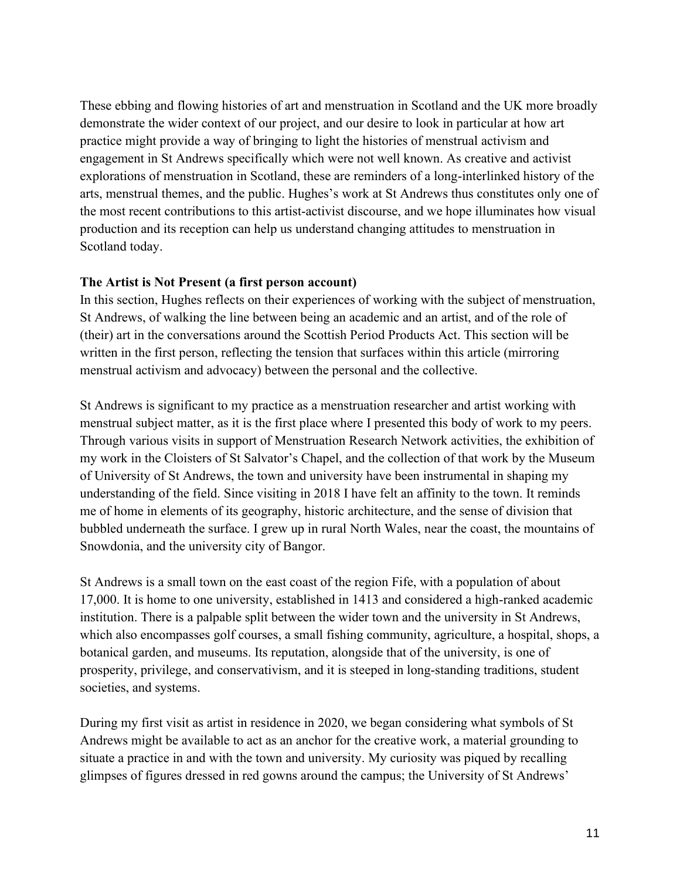These ebbing and flowing histories of art and menstruation in Scotland and the UK more broadly demonstrate the wider context of our project, and our desire to look in particular at how art practice might provide a way of bringing to light the histories of menstrual activism and engagement in St Andrews specifically which were not well known. As creative and activist explorations of menstruation in Scotland, these are reminders of a long-interlinked history of the arts, menstrual themes, and the public. Hughes's work at St Andrews thus constitutes only one of the most recent contributions to this artist-activist discourse, and we hope illuminates how visual production and its reception can help us understand changing attitudes to menstruation in Scotland today.

**The Artist is Not Present (a first person account)**

In this section, Hughes reflects on their experiences of working with the subject of menstruation, St Andrews, of walking the line between being an academic and an artist, and of the role of (their) art in the conversations around the Scottish Period Products Act. This section will be written in the first person, reflecting the tension that surfaces within this article (mirroring menstrual activism and advocacy) between the personal and the collective.

St Andrews is significant to my practice as a menstruation researcher and artist working with menstrual subject matter, as it is the first place where I presented this body of work to my peers. Through various visits in support of Menstruation Research Network activities, the exhibition of my work in the Cloisters of St Salvator's Chapel, and the collection of that work by the Museum of University of St Andrews, the town and university have been instrumental in shaping my understanding of the field. Since visiting in 2018 I have felt an affinity to the town. It reminds me of home in elements of its geography, historic architecture, and the sense of division that bubbled underneath the surface. I grew up in rural North Wales, near the coast, the mountains of Snowdonia, and the university city of Bangor.

St Andrews is a small town on the east coast of the region Fife, with a population of about 17,000. It is home to one university, established in 1413 and considered a high-ranked academic institution. There is a palpable split between the wider town and the university in St Andrews, which also encompasses golf courses, a small fishing community, agriculture, a hospital, shops, a botanical garden, and museums. Its reputation, alongside that of the university, is one of prosperity, privilege, and conservativism, and it is steeped in long-standing traditions, student societies, and systems.

During my first visit as artist in residence in 2020, we began considering what symbols of St Andrews might be available to act as an anchor for the creative work, a material grounding to situate a practice in and with the town and university. My curiosity was piqued by recalling glimpses of figures dressed in red gowns around the campus; the University of St Andrews'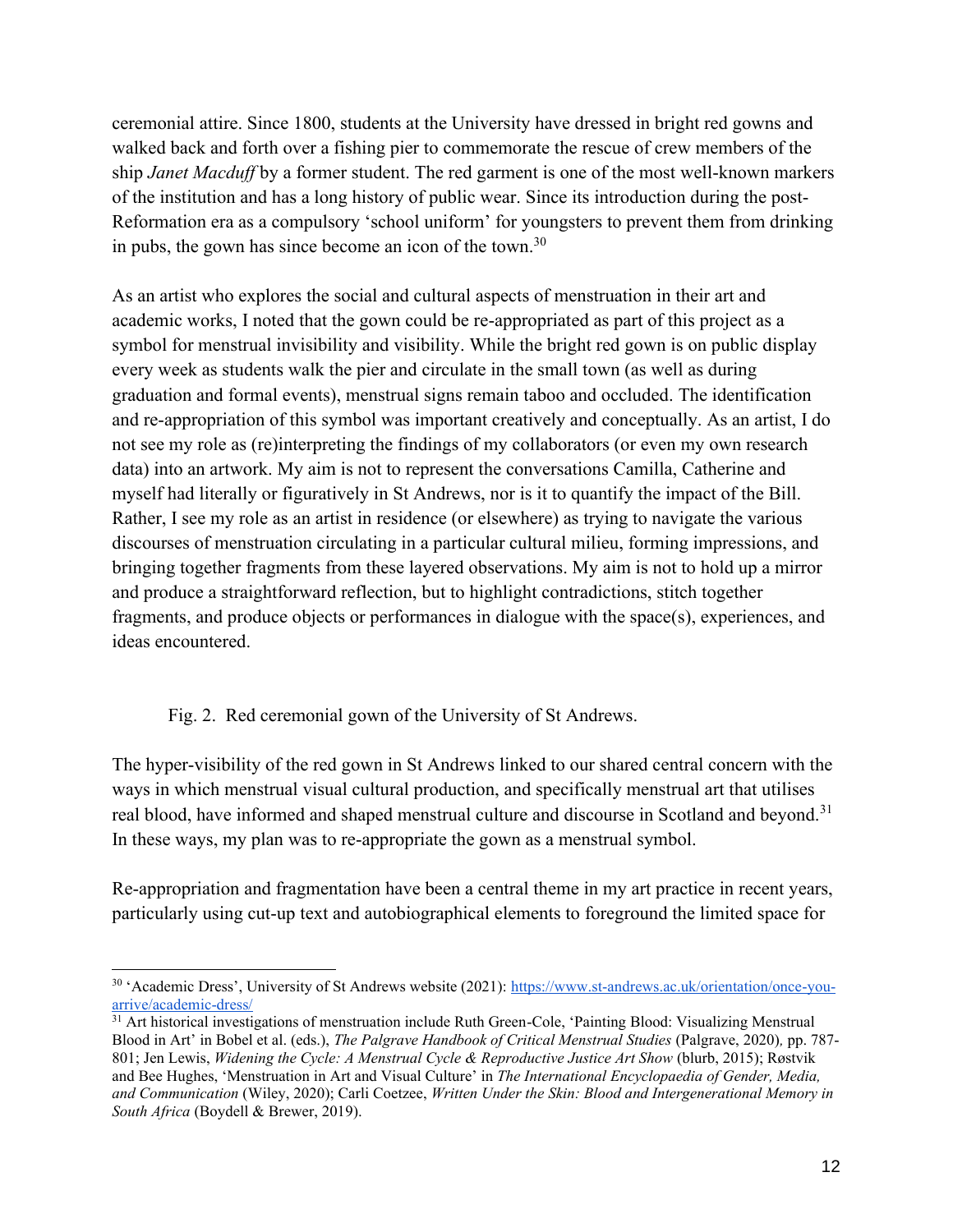ceremonial attire. Since 1800, students at the University have dressed in bright red gowns and walked back and forth over a fishing pier to commemorate the rescue of crew members of the ship *Janet Macduff* by a former student. The red garment is one of the most well-known markers of the institution and has a long history of public wear. Since its introduction during the post-Reformation era as a compulsory 'school uniform' for youngsters to prevent them from drinking in pubs, the gown has since become an icon of the town.[30]

As an artist who explores the social and cultural aspects of menstruation in their art and academic works, I noted that the gown could be re-appropriated as part of this project as a symbol for menstrual invisibility and visibility. While the bright red gown is on public display every week as students walk the pier and circulate in the small town (as well as during graduation and formal events), menstrual signs remain taboo and occluded. The identification and re-appropriation of this symbol was important creatively and conceptually. As an artist, I do not see my role as (re)interpreting the findings of my collaborators (or even my own research data) into an artwork. My aim is not to represent the conversations Camilla, Catherine and myself had literally or figuratively in St Andrews, nor is it to quantify the impact of the Bill. Rather, I see my role as an artist in residence (or elsewhere) as trying to navigate the various discourses of menstruation circulating in a particular cultural milieu, forming impressions, and bringing together fragments from these layered observations. My aim is not to hold up a mirror and produce a straightforward reflection, but to highlight contradictions, stitch together fragments, and produce objects or performances in dialogue with the space(s), experiences, and ideas encountered.

Fig. 2. Red ceremonial gown of the University of St Andrews.

The hyper-visibility of the red gown in St Andrews linked to our shared central concern with the ways in which menstrual visual cultural production, and specifically menstrual art that utilises real blood, have informed and shaped menstrual culture and discourse in Scotland and beyond.[31] In these ways, my plan was to re-appropriate the gown as a menstrual symbol.

Re-appropriation and fragmentation have been a central theme in my art practice in recent years, particularly using cut-up text and autobiographical elements to foreground the limited space for

---

[30] 'Academic Dress', University of St Andrews website (2021): https://www.st-andrews.ac.uk/orientation/once-you-arrive/academic-dress/

[31] Art historical investigations of menstruation include Ruth Green-Cole, 'Painting Blood: Visualizing Menstrual Blood in Art' in Bobel et al. (eds.), *The Palgrave Handbook of Critical Menstrual Studies* (Palgrave, 2020), pp. 787-801; Jen Lewis, *Widening the Cycle: A Menstrual Cycle & Reproductive Justice Art Show* (blurb, 2015); Røstvik and Bee Hughes, 'Menstruation in Art and Visual Culture' in *The International Encyclopaedia of Gender, Media, and Communication* (Wiley, 2020); Carli Coetzee, *Written Under the Skin: Blood and Intergenerational Memory in South Africa* (Boydell & Brewer, 2019).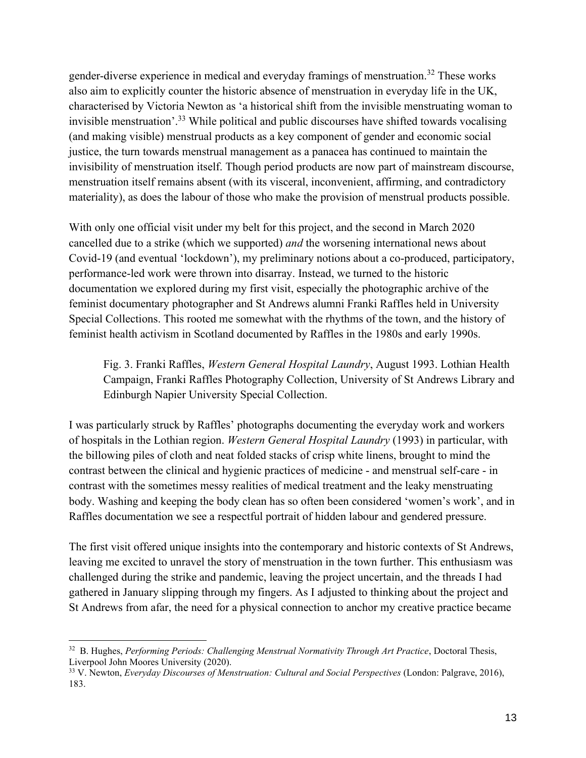gender-diverse experience in medical and everyday framings of menstruation.[32] These works also aim to explicitly counter the historic absence of menstruation in everyday life in the UK, characterised by Victoria Newton as 'a historical shift from the invisible menstruating woman to invisible menstruation'.[33] While political and public discourses have shifted towards vocalising (and making visible) menstrual products as a key component of gender and economic social justice, the turn towards menstrual management as a panacea has continued to maintain the invisibility of menstruation itself. Though period products are now part of mainstream discourse, menstruation itself remains absent (with its visceral, inconvenient, affirming, and contradictory materiality), as does the labour of those who make the provision of menstrual products possible.

With only one official visit under my belt for this project, and the second in March 2020 cancelled due to a strike (which we supported) *and* the worsening international news about Covid-19 (and eventual 'lockdown'), my preliminary notions about a co-produced, participatory, performance-led work were thrown into disarray. Instead, we turned to the historic documentation we explored during my first visit, especially the photographic archive of the feminist documentary photographer and St Andrews alumni Franki Raffles held in University Special Collections. This rooted me somewhat with the rhythms of the town, and the history of feminist health activism in Scotland documented by Raffles in the 1980s and early 1990s.

> Fig. 3. Franki Raffles, *Western General Hospital Laundry*, August 1993. Lothian Health Campaign, Franki Raffles Photography Collection, University of St Andrews Library and Edinburgh Napier University Special Collection.

I was particularly struck by Raffles' photographs documenting the everyday work and workers of hospitals in the Lothian region. *Western General Hospital Laundry* (1993) in particular, with the billowing piles of cloth and neat folded stacks of crisp white linens, brought to mind the contrast between the clinical and hygienic practices of medicine - and menstrual self-care - in contrast with the sometimes messy realities of medical treatment and the leaky menstruating body. Washing and keeping the body clean has so often been considered 'women's work', and in Raffles documentation we see a respectful portrait of hidden labour and gendered pressure.

The first visit offered unique insights into the contemporary and historic contexts of St Andrews, leaving me excited to unravel the story of menstruation in the town further. This enthusiasm was challenged during the strike and pandemic, leaving the project uncertain, and the threads I had gathered in January slipping through my fingers. As I adjusted to thinking about the project and St Andrews from afar, the need for a physical connection to anchor my creative practice became

---

[32] B. Hughes, *Performing Periods: Challenging Menstrual Normativity Through Art Practice*, Doctoral Thesis, Liverpool John Moores University (2020).

[33] V. Newton, *Everyday Discourses of Menstruation: Cultural and Social Perspectives* (London: Palgrave, 2016), 183.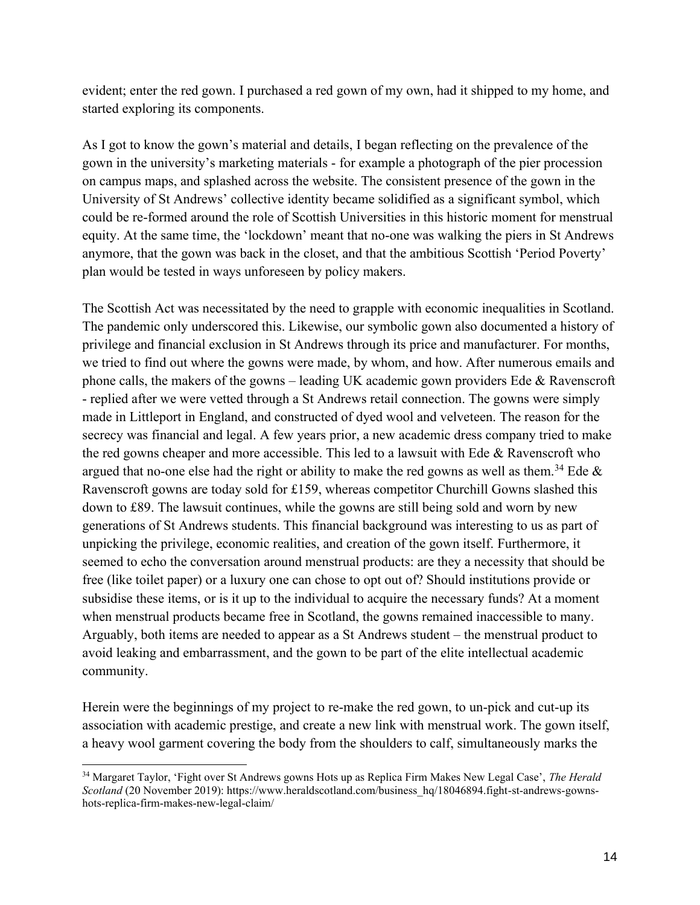evident; enter the red gown. I purchased a red gown of my own, had it shipped to my home, and started exploring its components.

As I got to know the gown's material and details, I began reflecting on the prevalence of the gown in the university's marketing materials - for example a photograph of the pier procession on campus maps, and splashed across the website. The consistent presence of the gown in the University of St Andrews' collective identity became solidified as a significant symbol, which could be re-formed around the role of Scottish Universities in this historic moment for menstrual equity. At the same time, the 'lockdown' meant that no-one was walking the piers in St Andrews anymore, that the gown was back in the closet, and that the ambitious Scottish 'Period Poverty' plan would be tested in ways unforeseen by policy makers.

The Scottish Act was necessitated by the need to grapple with economic inequalities in Scotland. The pandemic only underscored this. Likewise, our symbolic gown also documented a history of privilege and financial exclusion in St Andrews through its price and manufacturer. For months, we tried to find out where the gowns were made, by whom, and how. After numerous emails and phone calls, the makers of the gowns – leading UK academic gown providers Ede & Ravenscroft - replied after we were vetted through a St Andrews retail connection. The gowns were simply made in Littleport in England, and constructed of dyed wool and velveteen. The reason for the secrecy was financial and legal. A few years prior, a new academic dress company tried to make the red gowns cheaper and more accessible. This led to a lawsuit with Ede & Ravenscroft who argued that no-one else had the right or ability to make the red gowns as well as them.[34] Ede & Ravenscroft gowns are today sold for £159, whereas competitor Churchill Gowns slashed this down to £89. The lawsuit continues, while the gowns are still being sold and worn by new generations of St Andrews students. This financial background was interesting to us as part of unpicking the privilege, economic realities, and creation of the gown itself. Furthermore, it seemed to echo the conversation around menstrual products: are they a necessity that should be free (like toilet paper) or a luxury one can chose to opt out of? Should institutions provide or subsidise these items, or is it up to the individual to acquire the necessary funds? At a moment when menstrual products became free in Scotland, the gowns remained inaccessible to many. Arguably, both items are needed to appear as a St Andrews student – the menstrual product to avoid leaking and embarrassment, and the gown to be part of the elite intellectual academic community.

Herein were the beginnings of my project to re-make the red gown, to un-pick and cut-up its association with academic prestige, and create a new link with menstrual work. The gown itself, a heavy wool garment covering the body from the shoulders to calf, simultaneously marks the

[34] Margaret Taylor, 'Fight over St Andrews gowns Hots up as Replica Firm Makes New Legal Case', *The Herald Scotland* (20 November 2019): https://www.heraldscotland.com/business_hq/18046894.fight-st-andrews-gowns-hots-replica-firm-makes-new-legal-claim/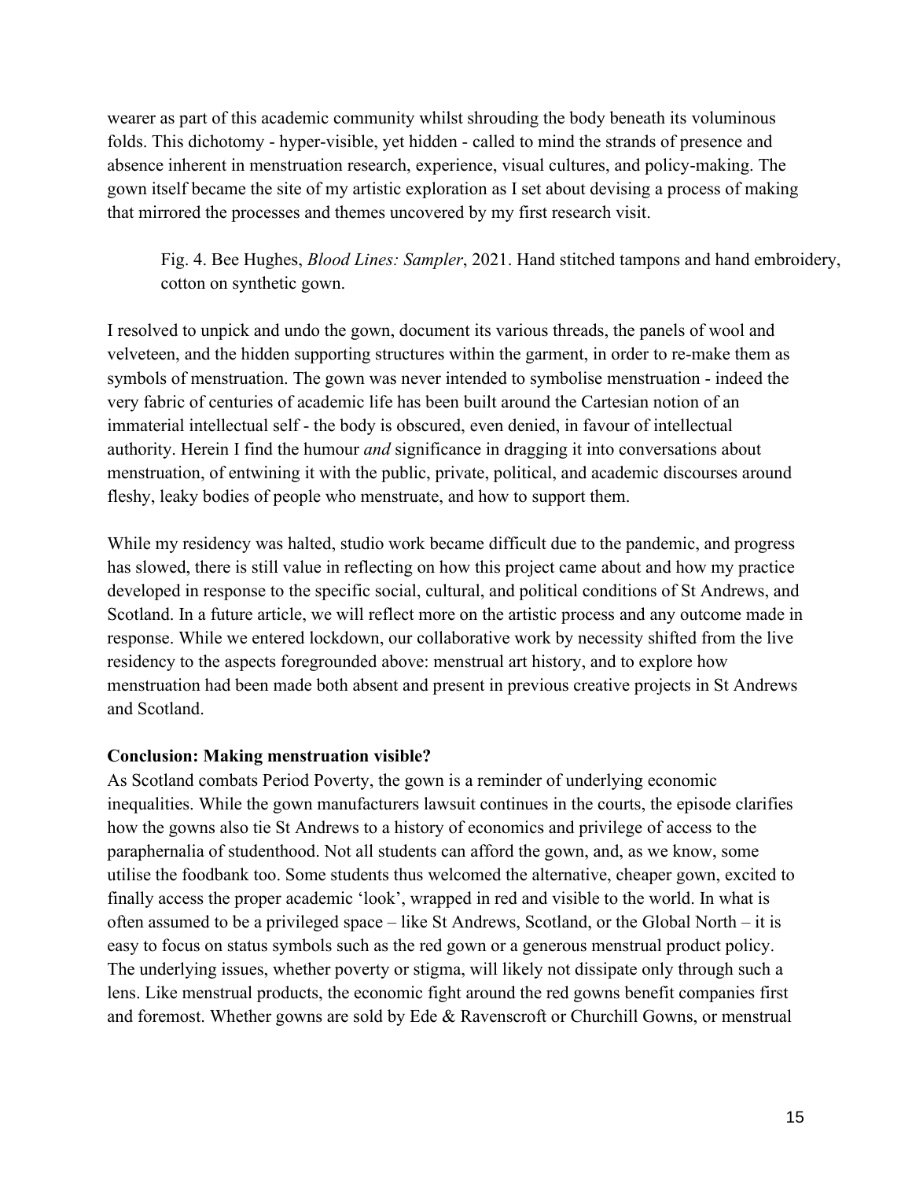wearer as part of this academic community whilst shrouding the body beneath its voluminous folds. This dichotomy - hyper-visible, yet hidden - called to mind the strands of presence and absence inherent in menstruation research, experience, visual cultures, and policy-making. The gown itself became the site of my artistic exploration as I set about devising a process of making that mirrored the processes and themes uncovered by my first research visit.

> Fig. 4. Bee Hughes, *Blood Lines: Sampler*, 2021. Hand stitched tampons and hand embroidery, cotton on synthetic gown.

I resolved to unpick and undo the gown, document its various threads, the panels of wool and velveteen, and the hidden supporting structures within the garment, in order to re-make them as symbols of menstruation. The gown was never intended to symbolise menstruation - indeed the very fabric of centuries of academic life has been built around the Cartesian notion of an immaterial intellectual self - the body is obscured, even denied, in favour of intellectual authority. Herein I find the humour *and* significance in dragging it into conversations about menstruation, of entwining it with the public, private, political, and academic discourses around fleshy, leaky bodies of people who menstruate, and how to support them.

While my residency was halted, studio work became difficult due to the pandemic, and progress has slowed, there is still value in reflecting on how this project came about and how my practice developed in response to the specific social, cultural, and political conditions of St Andrews, and Scotland. In a future article, we will reflect more on the artistic process and any outcome made in response. While we entered lockdown, our collaborative work by necessity shifted from the live residency to the aspects foregrounded above: menstrual art history, and to explore how menstruation had been made both absent and present in previous creative projects in St Andrews and Scotland.

**Conclusion: Making menstruation visible?**

As Scotland combats Period Poverty, the gown is a reminder of underlying economic inequalities. While the gown manufacturers lawsuit continues in the courts, the episode clarifies how the gowns also tie St Andrews to a history of economics and privilege of access to the paraphernalia of studenthood. Not all students can afford the gown, and, as we know, some utilise the foodbank too. Some students thus welcomed the alternative, cheaper gown, excited to finally access the proper academic 'look', wrapped in red and visible to the world. In what is often assumed to be a privileged space – like St Andrews, Scotland, or the Global North – it is easy to focus on status symbols such as the red gown or a generous menstrual product policy. The underlying issues, whether poverty or stigma, will likely not dissipate only through such a lens. Like menstrual products, the economic fight around the red gowns benefit companies first and foremost. Whether gowns are sold by Ede & Ravenscroft or Churchill Gowns, or menstrual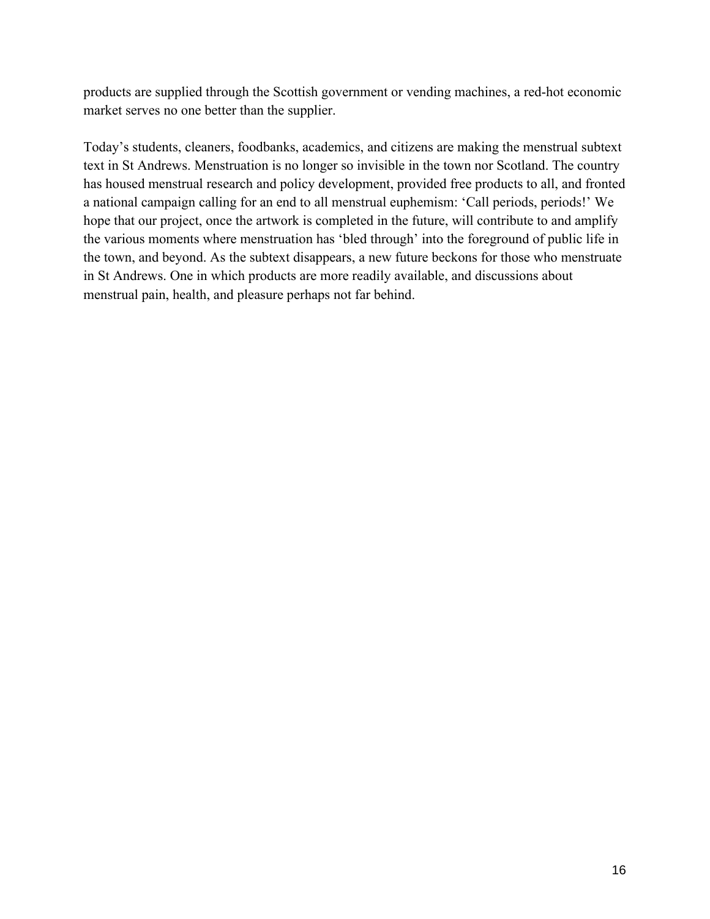products are supplied through the Scottish government or vending machines, a red-hot economic market serves no one better than the supplier.

Today's students, cleaners, foodbanks, academics, and citizens are making the menstrual subtext text in St Andrews. Menstruation is no longer so invisible in the town nor Scotland. The country has housed menstrual research and policy development, provided free products to all, and fronted a national campaign calling for an end to all menstrual euphemism: 'Call periods, periods!' We hope that our project, once the artwork is completed in the future, will contribute to and amplify the various moments where menstruation has 'bled through' into the foreground of public life in the town, and beyond. As the subtext disappears, a new future beckons for those who menstruate in St Andrews. One in which products are more readily available, and discussions about menstrual pain, health, and pleasure perhaps not far behind.